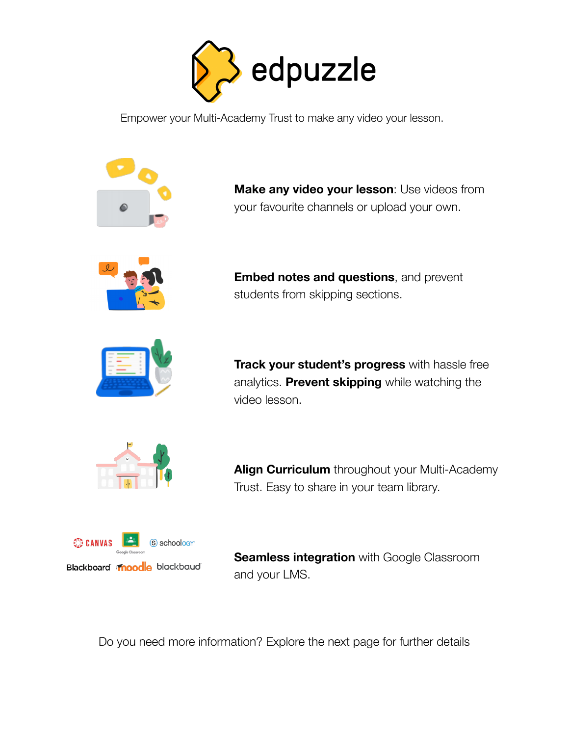# edpuzzle

Empower your Multi-Academy Trust to make any video your lesson.

**Make any video your lesson**: Use videos from your favourite channels or upload your own.

**Embed notes and questions**, and prevent students from skipping sections.

**Track your student's progress** with hassle free analytics. **Prevent skipping** while watching the video lesson.

**Align Curriculum** throughout your Multi-Academy Trust. Easy to share in your team library.

CANVAS Google Classroom schoology Blackboard moodle blackbaud

**Seamless integration** with Google Classroom and your LMS.

Do you need more information? Explore the next page for further details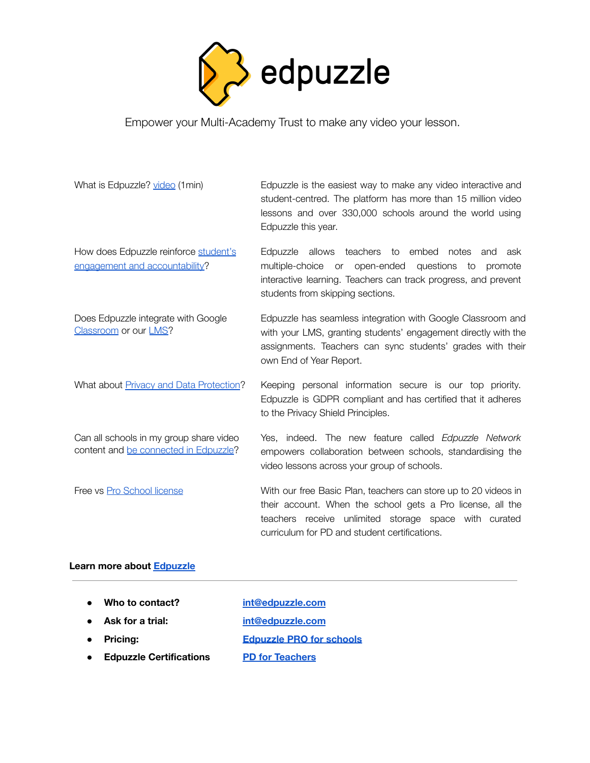# edpuzzle

Empower your Multi-Academy Trust to make any video your lesson.

| | |
|---|---|
| What is Edpuzzle? video (1min) | Edpuzzle is the easiest way to make any video interactive and student-centred. The platform has more than 15 million video lessons and over 330,000 schools around the world using Edpuzzle this year. |
| How does Edpuzzle reinforce student's engagement and accountability? | Edpuzzle allows teachers to embed notes and ask multiple-choice or open-ended questions to promote interactive learning. Teachers can track progress, and prevent students from skipping sections. |
| Does Edpuzzle integrate with Google Classroom or our LMS? | Edpuzzle has seamless integration with Google Classroom and with your LMS, granting students' engagement directly with the assignments. Teachers can sync students' grades with their own End of Year Report. |
| What about Privacy and Data Protection? | Keeping personal information secure is our top priority. Edpuzzle is GDPR compliant and has certified that it adheres to the Privacy Shield Principles. |
| Can all schools in my group share video content and be connected in Edpuzzle? | Yes, indeed. The new feature called *Edpuzzle Network* empowers collaboration between schools, standardising the video lessons across your group of schools. |
| Free vs Pro School license | With our free Basic Plan, teachers can store up to 20 videos in their account. When the school gets a Pro license, all the teachers receive unlimited storage space with curated curriculum for PD and student certifications. |

**Learn more about Edpuzzle**

---

- **Who to contact?** **int@edpuzzle.com**
- **Ask for a trial:** **int@edpuzzle.com**
- **Pricing:** **Edpuzzle PRO for schools**
- **Edpuzzle Certifications** **PD for Teachers**